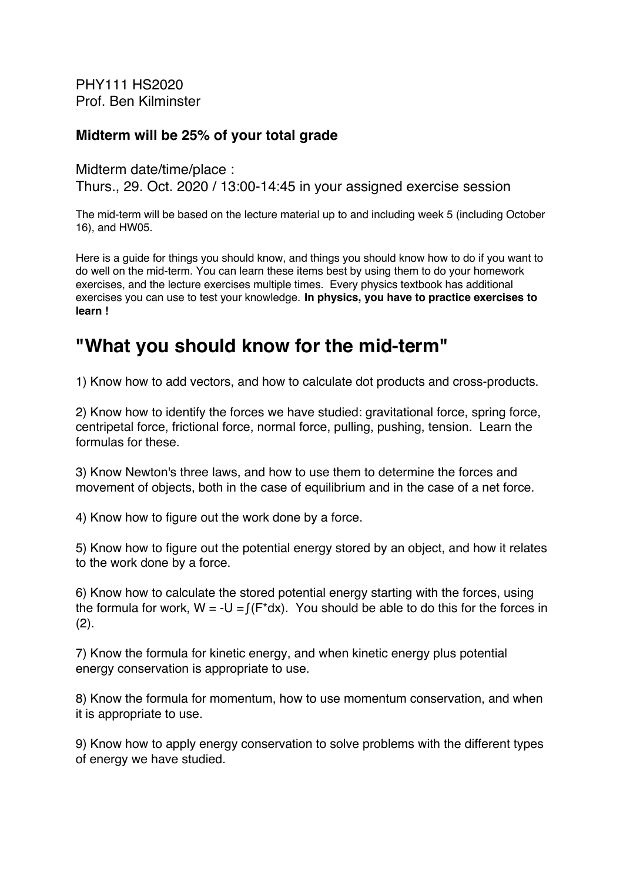PHY111 HS2020
Prof. Ben Kilminster

**Midterm will be 25% of your total grade**

Midterm date/time/place :
Thurs., 29. Oct. 2020 / 13:00-14:45 in your assigned exercise session

The mid-term will be based on the lecture material up to and including week 5 (including October 16), and HW05.

Here is a guide for things you should know, and things you should know how to do if you want to do well on the mid-term. You can learn these items best by using them to do your homework exercises, and the lecture exercises multiple times. Every physics textbook has additional exercises you can use to test your knowledge. **In physics, you have to practice exercises to learn !**

# "What you should know for the mid-term"

1) Know how to add vectors, and how to calculate dot products and cross-products.

2) Know how to identify the forces we have studied: gravitational force, spring force, centripetal force, frictional force, normal force, pulling, pushing, tension. Learn the formulas for these.

3) Know Newton's three laws, and how to use them to determine the forces and movement of objects, both in the case of equilibrium and in the case of a net force.

4) Know how to figure out the work done by a force.

5) Know how to figure out the potential energy stored by an object, and how it relates to the work done by a force.

6) Know how to calculate the stored potential energy starting with the forces, using the formula for work, $W = -U = \int(F*dx)$. You should be able to do this for the forces in (2).

7) Know the formula for kinetic energy, and when kinetic energy plus potential energy conservation is appropriate to use.

8) Know the formula for momentum, how to use momentum conservation, and when it is appropriate to use.

9) Know how to apply energy conservation to solve problems with the different types of energy we have studied.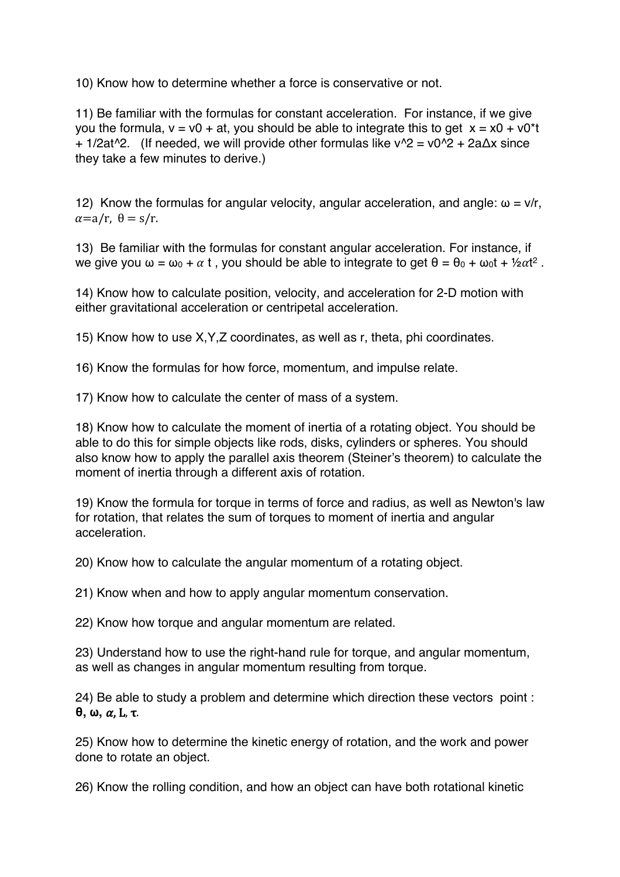10) Know how to determine whether a force is conservative or not.

11) Be familiar with the formulas for constant acceleration. For instance, if we give you the formula, $v = v0 + at$, you should be able to integrate this to get $x = x0 + v0*t + 1/2at^2$. (If needed, we will provide other formulas like $v^2 = v0^2 + 2a\Delta x$ since they take a few minutes to derive.)

12) Know the formulas for angular velocity, angular acceleration, and angle: $\omega = v/r$, $\alpha = a/r$, $\theta = s/r$.

13) Be familiar with the formulas for constant angular acceleration. For instance, if we give you $\omega = \omega_0 + \alpha t$, you should be able to integrate to get $\theta = \theta_0 + \omega_0 t + \frac{1}{2}\alpha t^2$.

14) Know how to calculate position, velocity, and acceleration for 2-D motion with either gravitational acceleration or centripetal acceleration.

15) Know how to use X,Y,Z coordinates, as well as r, theta, phi coordinates.

16) Know the formulas for how force, momentum, and impulse relate.

17) Know how to calculate the center of mass of a system.

18) Know how to calculate the moment of inertia of a rotating object. You should be able to do this for simple objects like rods, disks, cylinders or spheres. You should also know how to apply the parallel axis theorem (Steiner's theorem) to calculate the moment of inertia through a different axis of rotation.

19) Know the formula for torque in terms of force and radius, as well as Newton's law for rotation, that relates the sum of torques to moment of inertia and angular acceleration.

20) Know how to calculate the angular momentum of a rotating object.

21) Know when and how to apply angular momentum conservation.

22) Know how torque and angular momentum are related.

23) Understand how to use the right-hand rule for torque, and angular momentum, as well as changes in angular momentum resulting from torque.

24) Be able to study a problem and determine which direction these vectors point : $\boldsymbol{\theta}$, $\boldsymbol{\omega}$, $\boldsymbol{\alpha}$, $\mathbf{L}$, $\boldsymbol{\tau}$.

25) Know how to determine the kinetic energy of rotation, and the work and power done to rotate an object.

26) Know the rolling condition, and how an object can have both rotational kinetic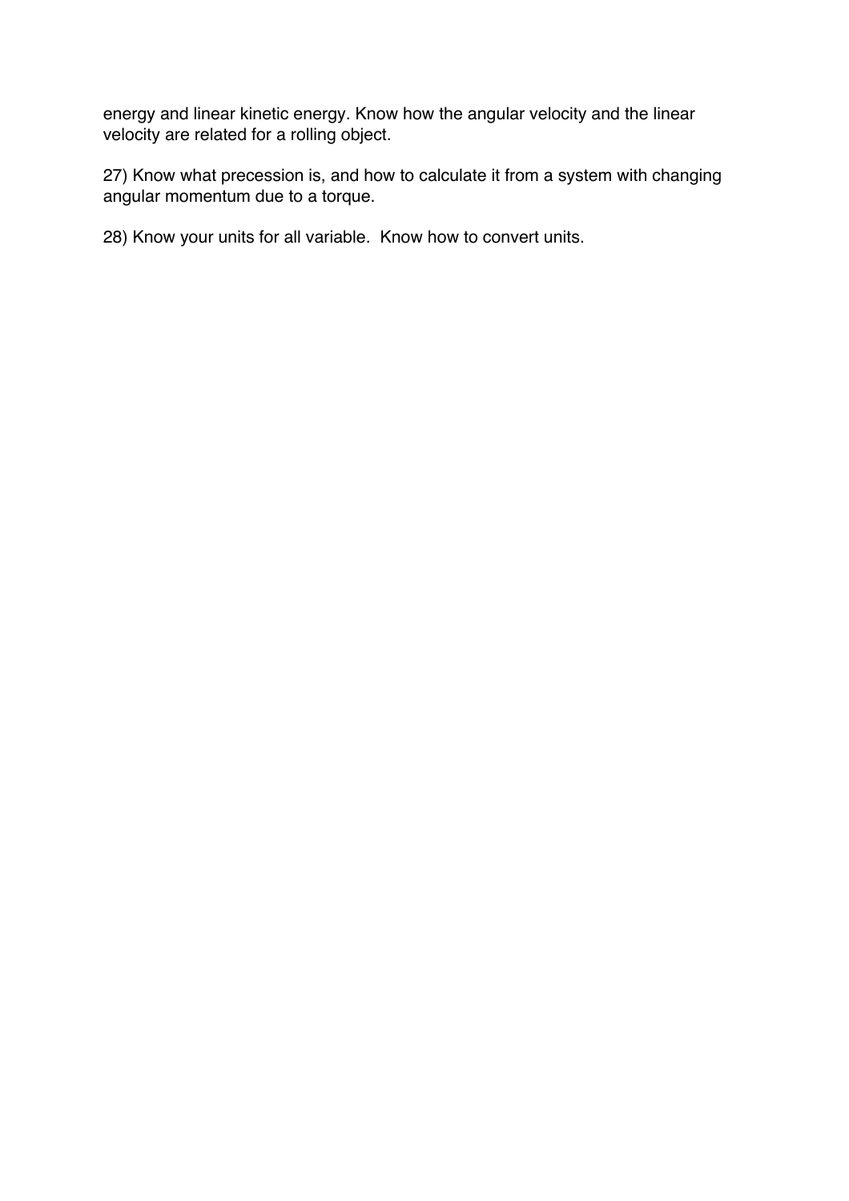energy and linear kinetic energy. Know how the angular velocity and the linear velocity are related for a rolling object.

27) Know what precession is, and how to calculate it from a system with changing angular momentum due to a torque.

28) Know your units for all variable. Know how to convert units.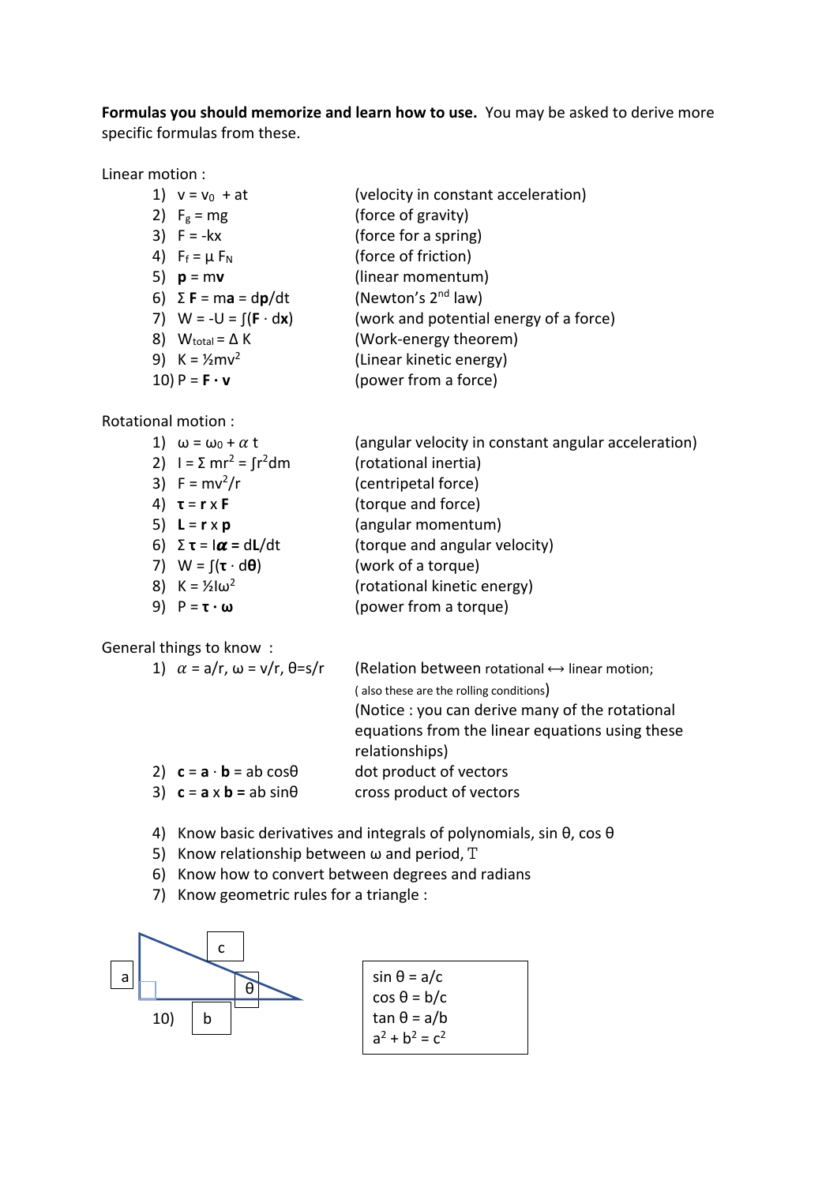**Formulas you should memorize and learn how to use.** You may be asked to derive more specific formulas from these.

Linear motion :

1) $v = v_0 + at$ (velocity in constant acceleration)
2) $F_g = mg$ (force of gravity)
3) $F = -kx$ (force for a spring)
4) $F_f = \mu F_N$ (force of friction)
5) $\mathbf{p} = m\mathbf{v}$ (linear momentum)
6) $\Sigma \mathbf{F} = m\mathbf{a} = d\mathbf{p}/dt$ (Newton's 2nd law)
7) $W = -U = \int(\mathbf{F} \cdot d\mathbf{x})$ (work and potential energy of a force)
8) $W_{total} = \Delta K$ (Work-energy theorem)
9) $K = ½mv^2$ (Linear kinetic energy)
10) $P = \mathbf{F} \cdot \mathbf{v}$ (power from a force)

Rotational motion :

1) $\omega = \omega_0 + \alpha t$ (angular velocity in constant angular acceleration)
2) $I = \Sigma mr^2 = \int r^2 dm$ (rotational inertia)
3) $F = mv^2/r$ (centripetal force)
4) $\boldsymbol{\tau} = \mathbf{r} \times \mathbf{F}$ (torque and force)
5) $\mathbf{L} = \mathbf{r} \times \mathbf{p}$ (angular momentum)
6) $\Sigma \boldsymbol{\tau} = I\boldsymbol{\alpha} = d\mathbf{L}/dt$ (torque and angular velocity)
7) $W = \int(\boldsymbol{\tau} \cdot d\boldsymbol{\theta})$ (work of a torque)
8) $K = ½I\omega^2$ (rotational kinetic energy)
9) $P = \boldsymbol{\tau} \cdot \boldsymbol{\omega}$ (power from a torque)

General things to know :

1) $\alpha = a/r$, $\omega = v/r$, $\theta = s/r$ (Relation between rotational ⟷ linear motion; ( also these are the rolling conditions) (Notice : you can derive many of the rotational equations from the linear equations using these relationships)
2) $\mathbf{c} = \mathbf{a} \cdot \mathbf{b} = ab\cos\theta$ dot product of vectors
3) $\mathbf{c} = \mathbf{a} \times \mathbf{b} = ab\sin\theta$ cross product of vectors
4) Know basic derivatives and integrals of polynomials, $\sin\theta$, $\cos\theta$
5) Know relationship between $\omega$ and period, T
6) Know how to convert between degrees and radians
7) Know geometric rules for a triangle :

c

a

θ

10) b

$\sin\theta = a/c$
$\cos\theta = b/c$
$\tan\theta = a/b$
$a^2 + b^2 = c^2$